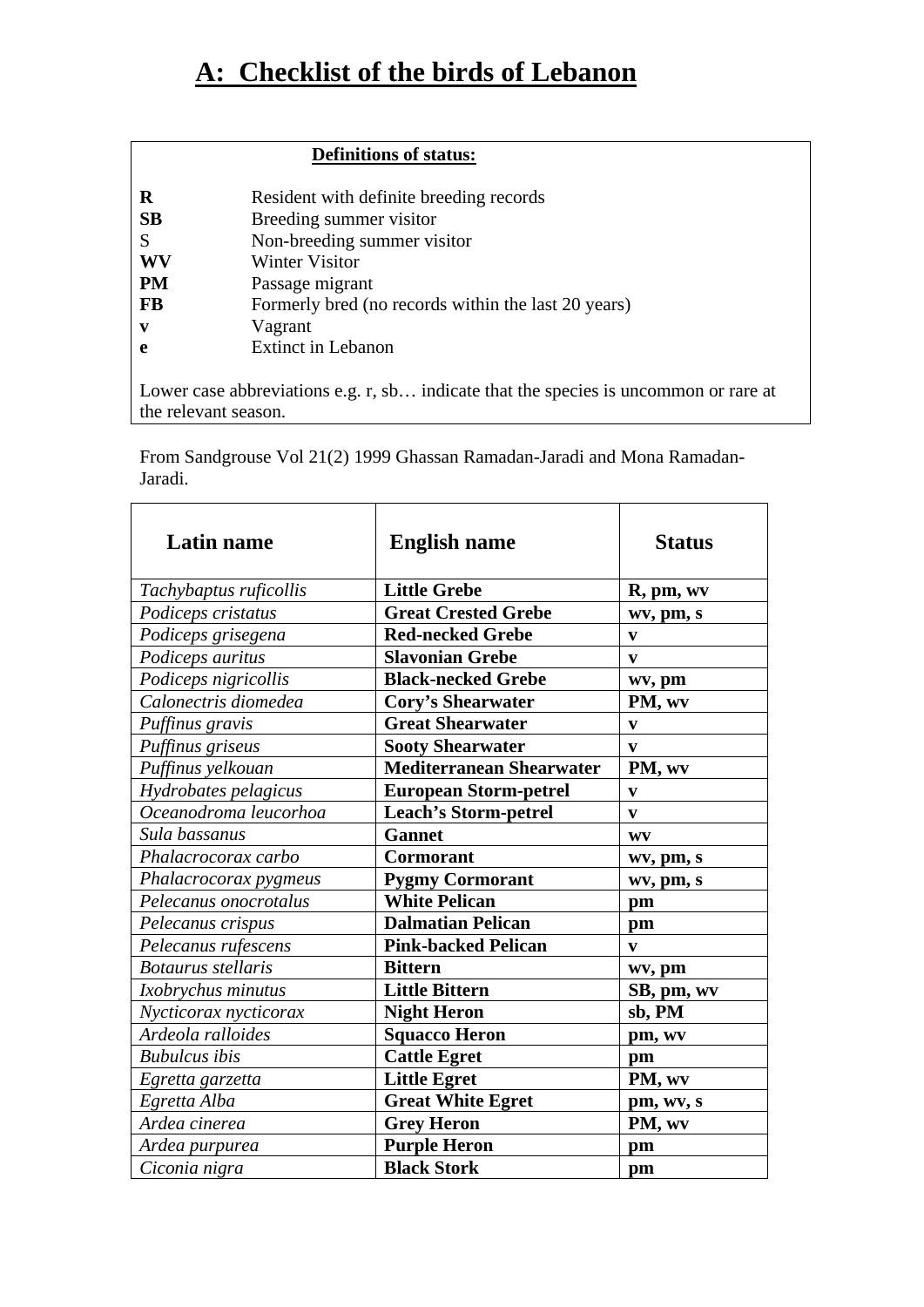# A: Checklist of the birds of Lebanon

**Definitions of status:**

| | |
|---|---|
| **R** | Resident with definite breeding records |
| **SB** | Breeding summer visitor |
| S | Non-breeding summer visitor |
| **WV** | Winter Visitor |
| **PM** | Passage migrant |
| **FB** | Formerly bred (no records within the last 20 years) |
| **v** | Vagrant |
| **e** | Extinct in Lebanon |

Lower case abbreviations e.g. r, sb… indicate that the species is uncommon or rare at the relevant season.

From Sandgrouse Vol 21(2) 1999 Ghassan Ramadan-Jaradi and Mona Ramadan-Jaradi.

| Latin name | English name | Status |
|---|---|---|
| *Tachybaptus ruficollis* | **Little Grebe** | **R, pm, wv** |
| *Podiceps cristatus* | **Great Crested Grebe** | **wv, pm, s** |
| *Podiceps grisegena* | **Red-necked Grebe** | **v** |
| *Podiceps auritus* | **Slavonian Grebe** | **v** |
| *Podiceps nigricollis* | **Black-necked Grebe** | **wv, pm** |
| *Calonectris diomedea* | **Cory's Shearwater** | **PM, wv** |
| *Puffinus gravis* | **Great Shearwater** | **v** |
| *Puffinus griseus* | **Sooty Shearwater** | **v** |
| *Puffinus yelkouan* | **Mediterranean Shearwater** | **PM, wv** |
| *Hydrobates pelagicus* | **European Storm-petrel** | **v** |
| *Oceanodroma leucorhoa* | **Leach's Storm-petrel** | **v** |
| *Sula bassanus* | **Gannet** | **wv** |
| *Phalacrocorax carbo* | **Cormorant** | **wv, pm, s** |
| *Phalacrocorax pygmeus* | **Pygmy Cormorant** | **wv, pm, s** |
| *Pelecanus onocrotalus* | **White Pelican** | **pm** |
| *Pelecanus crispus* | **Dalmatian Pelican** | **pm** |
| *Pelecanus rufescens* | **Pink-backed Pelican** | **v** |
| *Botaurus stellaris* | **Bittern** | **wv, pm** |
| *Ixobrychus minutus* | **Little Bittern** | **SB, pm, wv** |
| *Nycticorax nycticorax* | **Night Heron** | **sb, PM** |
| *Ardeola ralloides* | **Squacco Heron** | **pm, wv** |
| *Bubulcus ibis* | **Cattle Egret** | **pm** |
| *Egretta garzetta* | **Little Egret** | **PM, wv** |
| *Egretta Alba* | **Great White Egret** | **pm, wv, s** |
| *Ardea cinerea* | **Grey Heron** | **PM, wv** |
| *Ardea purpurea* | **Purple Heron** | **pm** |
| *Ciconia nigra* | **Black Stork** | **pm** |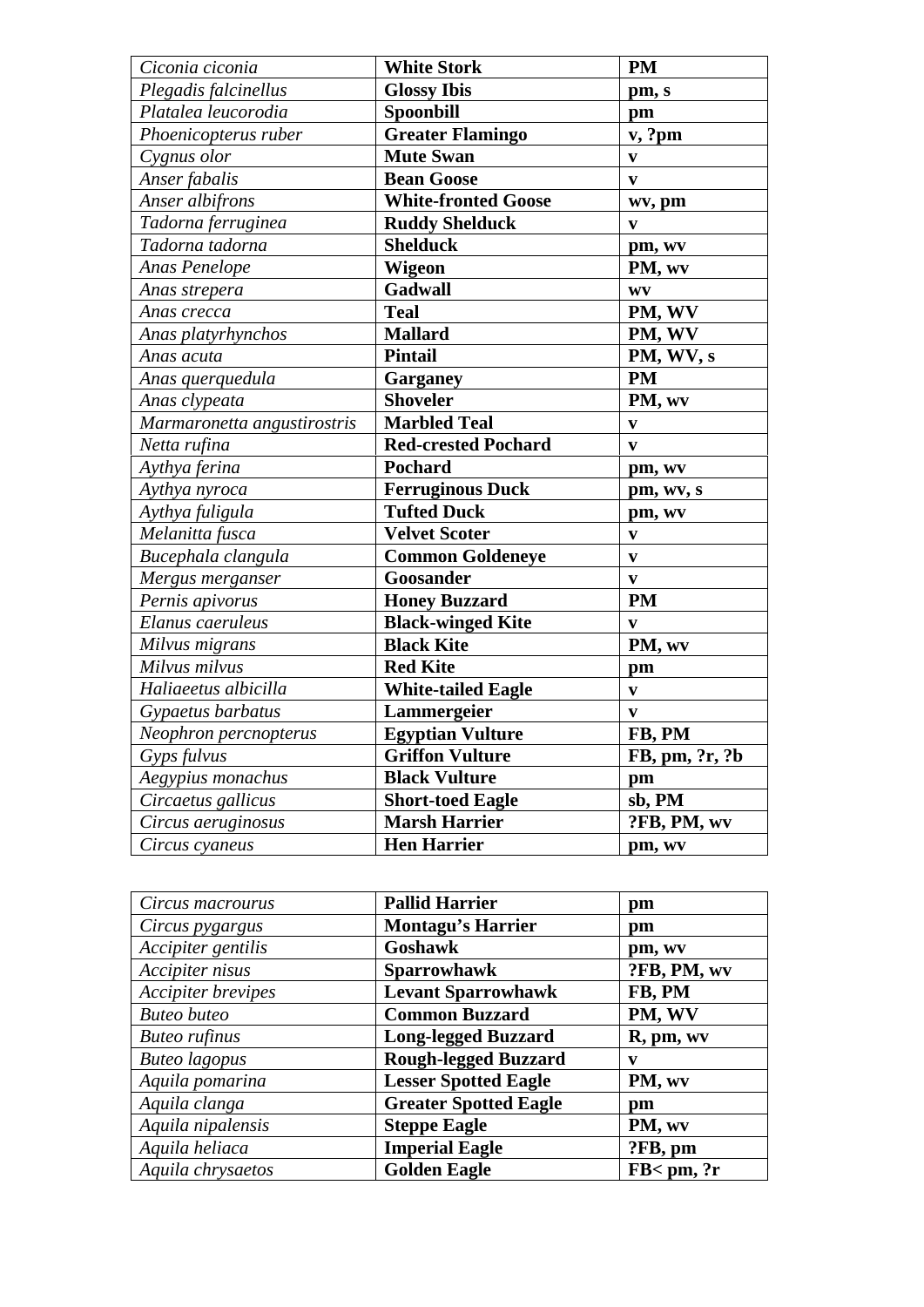| *Ciconia ciconia* | **White Stork** | **PM** |
|---|---|---|
| *Plegadis falcinellus* | **Glossy Ibis** | **pm, s** |
| *Platalea leucorodia* | **Spoonbill** | **pm** |
| *Phoenicopterus ruber* | **Greater Flamingo** | **v, ?pm** |
| *Cygnus olor* | **Mute Swan** | **v** |
| *Anser fabalis* | **Bean Goose** | **v** |
| *Anser albifrons* | **White-fronted Goose** | **wv, pm** |
| *Tadorna ferruginea* | **Ruddy Shelduck** | **v** |
| *Tadorna tadorna* | **Shelduck** | **pm, wv** |
| *Anas Penelope* | **Wigeon** | **PM, wv** |
| *Anas strepera* | **Gadwall** | **wv** |
| *Anas crecca* | **Teal** | **PM, WV** |
| *Anas platyrhynchos* | **Mallard** | **PM, WV** |
| *Anas acuta* | **Pintail** | **PM, WV, s** |
| *Anas querquedula* | **Garganey** | **PM** |
| *Anas clypeata* | **Shoveler** | **PM, wv** |
| *Marmaronetta angustirostris* | **Marbled Teal** | **v** |
| *Netta rufina* | **Red-crested Pochard** | **v** |
| *Aythya ferina* | **Pochard** | **pm, wv** |
| *Aythya nyroca* | **Ferruginous Duck** | **pm, wv, s** |
| *Aythya fuligula* | **Tufted Duck** | **pm, wv** |
| *Melanitta fusca* | **Velvet Scoter** | **v** |
| *Bucephala clangula* | **Common Goldeneye** | **v** |
| *Mergus merganser* | **Goosander** | **v** |
| *Pernis apivorus* | **Honey Buzzard** | **PM** |
| *Elanus caeruleus* | **Black-winged Kite** | **v** |
| *Milvus migrans* | **Black Kite** | **PM, wv** |
| *Milvus milvus* | **Red Kite** | **pm** |
| *Haliaeetus albicilla* | **White-tailed Eagle** | **v** |
| *Gypaetus barbatus* | **Lammergeier** | **v** |
| *Neophron percnopterus* | **Egyptian Vulture** | **FB, PM** |
| *Gyps fulvus* | **Griffon Vulture** | **FB, pm, ?r, ?b** |
| *Aegypius monachus* | **Black Vulture** | **pm** |
| *Circaetus gallicus* | **Short-toed Eagle** | **sb, PM** |
| *Circus aeruginosus* | **Marsh Harrier** | **?FB, PM, wv** |
| *Circus cyaneus* | **Hen Harrier** | **pm, wv** |
| *Circus macrourus* | **Pallid Harrier** | **pm** |
| *Circus pygargus* | **Montagu's Harrier** | **pm** |
| *Accipiter gentilis* | **Goshawk** | **pm, wv** |
| *Accipiter nisus* | **Sparrowhawk** | **?FB, PM, wv** |
| *Accipiter brevipes* | **Levant Sparrowhawk** | **FB, PM** |
| *Buteo buteo* | **Common Buzzard** | **PM, WV** |
| *Buteo rufinus* | **Long-legged Buzzard** | **R, pm, wv** |
| *Buteo lagopus* | **Rough-legged Buzzard** | **v** |
| *Aquila pomarina* | **Lesser Spotted Eagle** | **PM, wv** |
| *Aquila clanga* | **Greater Spotted Eagle** | **pm** |
| *Aquila nipalensis* | **Steppe Eagle** | **PM, wv** |
| *Aquila heliaca* | **Imperial Eagle** | **?FB, pm** |
| *Aquila chrysaetos* | **Golden Eagle** | **FB< pm, ?r** |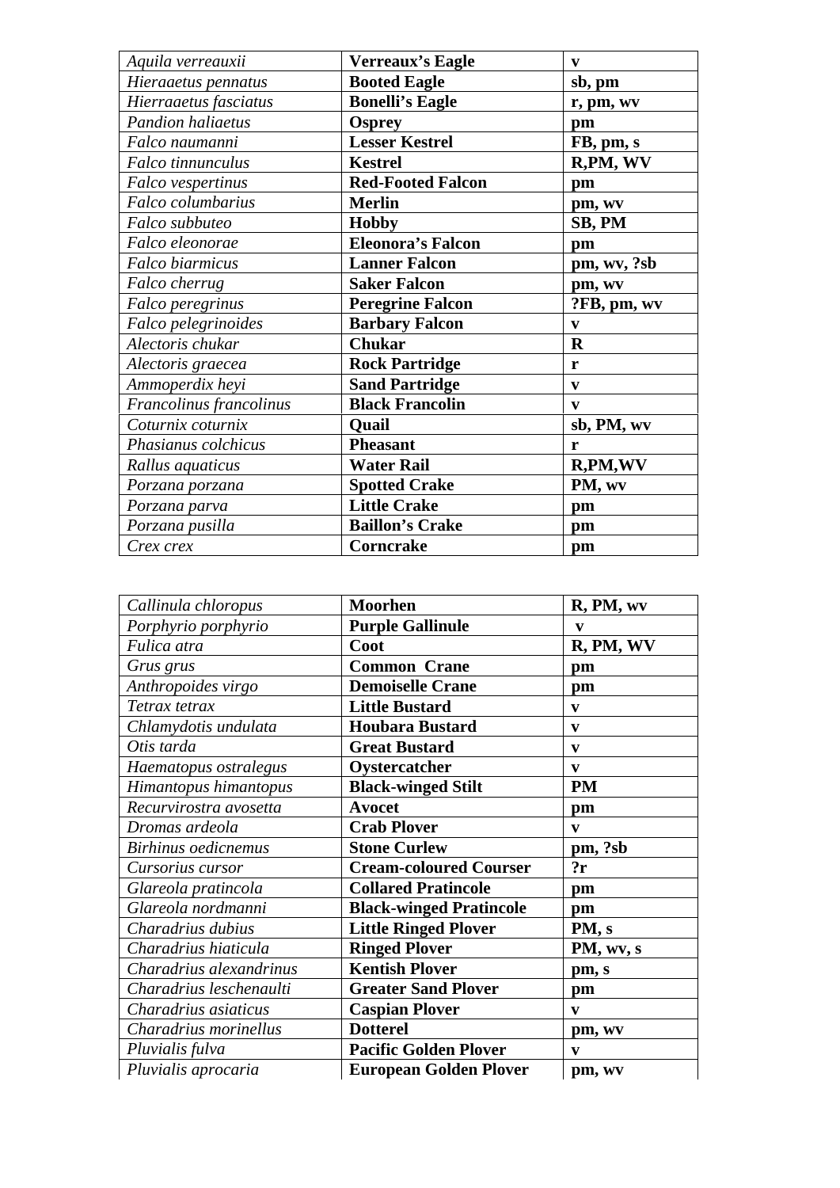| *Aquila verreauxii* | **Verreaux's Eagle** | **v** |
|---|---|---|
| *Hieraaetus pennatus* | **Booted Eagle** | **sb, pm** |
| *Hierraaetus fasciatus* | **Bonelli's Eagle** | **r, pm, wv** |
| *Pandion haliaetus* | **Osprey** | **pm** |
| *Falco naumanni* | **Lesser Kestrel** | **FB, pm, s** |
| *Falco tinnunculus* | **Kestrel** | **R,PM, WV** |
| *Falco vespertinus* | **Red-Footed Falcon** | **pm** |
| *Falco columbarius* | **Merlin** | **pm, wv** |
| *Falco subbuteo* | **Hobby** | **SB, PM** |
| *Falco eleonorae* | **Eleonora's Falcon** | **pm** |
| *Falco biarmicus* | **Lanner Falcon** | **pm, wv, ?sb** |
| *Falco cherrug* | **Saker Falcon** | **pm, wv** |
| *Falco peregrinus* | **Peregrine Falcon** | **?FB, pm, wv** |
| *Falco pelegrinoides* | **Barbary Falcon** | **v** |
| *Alectoris chukar* | **Chukar** | **R** |
| *Alectoris graecea* | **Rock Partridge** | **r** |
| *Ammoperdix heyi* | **Sand Partridge** | **v** |
| *Francolinus francolinus* | **Black Francolin** | **v** |
| *Coturnix coturnix* | **Quail** | **sb, PM, wv** |
| *Phasianus colchicus* | **Pheasant** | **r** |
| *Rallus aquaticus* | **Water Rail** | **R,PM,WV** |
| *Porzana porzana* | **Spotted Crake** | **PM, wv** |
| *Porzana parva* | **Little Crake** | **pm** |
| *Porzana pusilla* | **Baillon's Crake** | **pm** |
| *Crex crex* | **Corncrake** | **pm** |

| *Callinula chloropus* | **Moorhen** | **R, PM, wv** |
|---|---|---|
| *Porphyrio porphyrio* | **Purple Gallinule** | **v** |
| *Fulica atra* | **Coot** | **R, PM, WV** |
| *Grus grus* | **Common Crane** | **pm** |
| *Anthropoides virgo* | **Demoiselle Crane** | **pm** |
| *Tetrax tetrax* | **Little Bustard** | **v** |
| *Chlamydotis undulata* | **Houbara Bustard** | **v** |
| *Otis tarda* | **Great Bustard** | **v** |
| *Haematopus ostralegus* | **Oystercatcher** | **v** |
| *Himantopus himantopus* | **Black-winged Stilt** | **PM** |
| *Recurvirostra avosetta* | **Avocet** | **pm** |
| *Dromas ardeola* | **Crab Plover** | **v** |
| *Birhinus oedicnemus* | **Stone Curlew** | **pm, ?sb** |
| *Cursorius cursor* | **Cream-coloured Courser** | **?r** |
| *Glareola pratincola* | **Collared Pratincole** | **pm** |
| *Glareola nordmanni* | **Black-winged Pratincole** | **pm** |
| *Charadrius dubius* | **Little Ringed Plover** | **PM, s** |
| *Charadrius hiaticula* | **Ringed Plover** | **PM, wv, s** |
| *Charadrius alexandrinus* | **Kentish Plover** | **pm, s** |
| *Charadrius leschenaulti* | **Greater Sand Plover** | **pm** |
| *Charadrius asiaticus* | **Caspian Plover** | **v** |
| *Charadrius morinellus* | **Dotterel** | **pm, wv** |
| *Pluvialis fulva* | **Pacific Golden Plover** | **v** |
| *Pluvialis aprocaria* | **European Golden Plover** | **pm, wv** |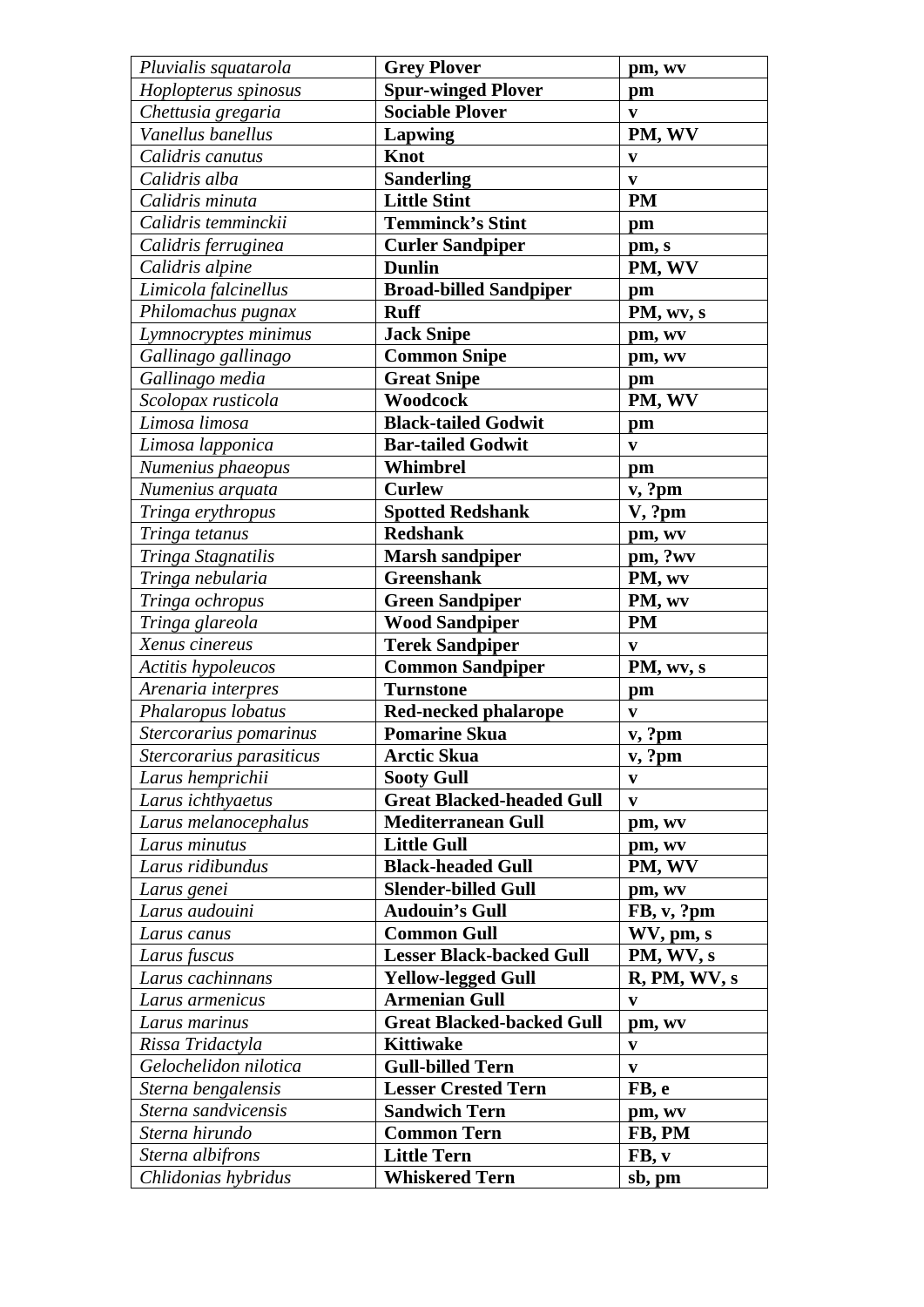| *Pluvialis squatarola* | **Grey Plover** | **pm, wv** |
|---|---|---|
| *Hoplopterus spinosus* | **Spur-winged Plover** | **pm** |
| *Chettusia gregaria* | **Sociable Plover** | **v** |
| *Vanellus banellus* | **Lapwing** | **PM, WV** |
| *Calidris canutus* | **Knot** | **v** |
| *Calidris alba* | **Sanderling** | **v** |
| *Calidris minuta* | **Little Stint** | **PM** |
| *Calidris temminckii* | **Temminck's Stint** | **pm** |
| *Calidris ferruginea* | **Curler Sandpiper** | **pm, s** |
| *Calidris alpine* | **Dunlin** | **PM, WV** |
| *Limicola falcinellus* | **Broad-billed Sandpiper** | **pm** |
| *Philomachus pugnax* | **Ruff** | **PM, wv, s** |
| *Lymnocryptes minimus* | **Jack Snipe** | **pm, wv** |
| *Gallinago gallinago* | **Common Snipe** | **pm, wv** |
| *Gallinago media* | **Great Snipe** | **pm** |
| *Scolopax rusticola* | **Woodcock** | **PM, WV** |
| *Limosa limosa* | **Black-tailed Godwit** | **pm** |
| *Limosa lapponica* | **Bar-tailed Godwit** | **v** |
| *Numenius phaeopus* | **Whimbrel** | **pm** |
| *Numenius arquata* | **Curlew** | **v, ?pm** |
| *Tringa erythropus* | **Spotted Redshank** | **V, ?pm** |
| *Tringa tetanus* | **Redshank** | **pm, wv** |
| *Tringa Stagnatilis* | **Marsh sandpiper** | **pm, ?wv** |
| *Tringa nebularia* | **Greenshank** | **PM, wv** |
| *Tringa ochropus* | **Green Sandpiper** | **PM, wv** |
| *Tringa glareola* | **Wood Sandpiper** | **PM** |
| *Xenus cinereus* | **Terek Sandpiper** | **v** |
| *Actitis hypoleucos* | **Common Sandpiper** | **PM, wv, s** |
| *Arenaria interpres* | **Turnstone** | **pm** |
| *Phalaropus lobatus* | **Red-necked phalarope** | **v** |
| *Stercorarius pomarinus* | **Pomarine Skua** | **v, ?pm** |
| *Stercorarius parasiticus* | **Arctic Skua** | **v, ?pm** |
| *Larus hemprichii* | **Sooty Gull** | **v** |
| *Larus ichthyaetus* | **Great Blacked-headed Gull** | **v** |
| *Larus melanocephalus* | **Mediterranean Gull** | **pm, wv** |
| *Larus minutus* | **Little Gull** | **pm, wv** |
| *Larus ridibundus* | **Black-headed Gull** | **PM, WV** |
| *Larus genei* | **Slender-billed Gull** | **pm, wv** |
| *Larus audouini* | **Audouin's Gull** | **FB, v, ?pm** |
| *Larus canus* | **Common Gull** | **WV, pm, s** |
| *Larus fuscus* | **Lesser Black-backed Gull** | **PM, WV, s** |
| *Larus cachinnans* | **Yellow-legged Gull** | **R, PM, WV, s** |
| *Larus armenicus* | **Armenian Gull** | **v** |
| *Larus marinus* | **Great Blacked-backed Gull** | **pm, wv** |
| *Rissa Tridactyla* | **Kittiwake** | **v** |
| *Gelochelidon nilotica* | **Gull-billed Tern** | **v** |
| *Sterna bengalensis* | **Lesser Crested Tern** | **FB, e** |
| *Sterna sandvicensis* | **Sandwich Tern** | **pm, wv** |
| *Sterna hirundo* | **Common Tern** | **FB, PM** |
| *Sterna albifrons* | **Little Tern** | **FB, v** |
| *Chlidonias hybridus* | **Whiskered Tern** | **sb, pm** |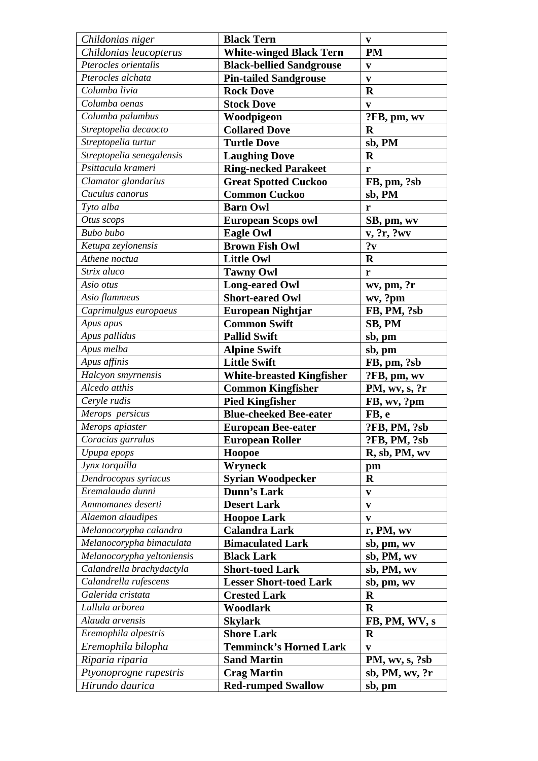| *Childonias niger* | **Black Tern** | **v** |
|---|---|---|
| *Childonias leucopterus* | **White-winged Black Tern** | **PM** |
| *Pterocles orientalis* | **Black-bellied Sandgrouse** | **v** |
| *Pterocles alchata* | **Pin-tailed Sandgrouse** | **v** |
| *Columba livia* | **Rock Dove** | **R** |
| *Columba oenas* | **Stock Dove** | **v** |
| *Columba palumbus* | **Woodpigeon** | **?FB, pm, wv** |
| *Streptopelia decaocto* | **Collared Dove** | **R** |
| *Streptopelia turtur* | **Turtle Dove** | **sb, PM** |
| *Streptopelia senegalensis* | **Laughing Dove** | **R** |
| *Psittacula krameri* | **Ring-necked Parakeet** | **r** |
| *Clamator glandarius* | **Great Spotted Cuckoo** | **FB, pm, ?sb** |
| *Cuculus canorus* | **Common Cuckoo** | **sb, PM** |
| *Tyto alba* | **Barn Owl** | **r** |
| *Otus scops* | **European Scops owl** | **SB, pm, wv** |
| *Bubo bubo* | **Eagle Owl** | **v, ?r, ?wv** |
| *Ketupa zeylonensis* | **Brown Fish Owl** | **?v** |
| *Athene noctua* | **Little Owl** | **R** |
| *Strix aluco* | **Tawny Owl** | **r** |
| *Asio otus* | **Long-eared Owl** | **wv, pm, ?r** |
| *Asio flammeus* | **Short-eared Owl** | **wv, ?pm** |
| *Caprimulgus europaeus* | **European Nightjar** | **FB, PM, ?sb** |
| *Apus apus* | **Common Swift** | **SB, PM** |
| *Apus pallidus* | **Pallid Swift** | **sb, pm** |
| *Apus melba* | **Alpine Swift** | **sb, pm** |
| *Apus affinis* | **Little Swift** | **FB, pm, ?sb** |
| *Halcyon smyrnensis* | **White-breasted Kingfisher** | **?FB, pm, wv** |
| *Alcedo atthis* | **Common Kingfisher** | **PM, wv, s, ?r** |
| *Ceryle rudis* | **Pied Kingfisher** | **FB, wv, ?pm** |
| *Merops persicus* | **Blue-cheeked Bee-eater** | **FB, e** |
| *Merops apiaster* | **European Bee-eater** | **?FB, PM, ?sb** |
| *Coracias garrulus* | **European Roller** | **?FB, PM, ?sb** |
| *Upupa epops* | **Hoopoe** | **R, sb, PM, wv** |
| *Jynx torquilla* | **Wryneck** | **pm** |
| *Dendrocopus syriacus* | **Syrian Woodpecker** | **R** |
| *Eremalauda dunni* | **Dunn's Lark** | **v** |
| *Ammomanes deserti* | **Desert Lark** | **v** |
| *Alaemon alaudipes* | **Hoopoe Lark** | **v** |
| *Melanocorypha calandra* | **Calandra Lark** | **r, PM, wv** |
| *Melanocorypha bimaculata* | **Bimaculated Lark** | **sb, pm, wv** |
| *Melanocorypha yeltoniensis* | **Black Lark** | **sb, PM, wv** |
| *Calandrella brachydactyla* | **Short-toed Lark** | **sb, PM, wv** |
| *Calandrella rufescens* | **Lesser Short-toed Lark** | **sb, pm, wv** |
| *Galerida cristata* | **Crested Lark** | **R** |
| *Lullula arborea* | **Woodlark** | **R** |
| *Alauda arvensis* | **Skylark** | **FB, PM, WV, s** |
| *Eremophila alpestris* | **Shore Lark** | **R** |
| *Eremophila bilopha* | **Temminck's Horned Lark** | **v** |
| *Riparia riparia* | **Sand Martin** | **PM, wv, s, ?sb** |
| *Ptyonoprogne rupestris* | **Crag Martin** | **sb, PM, wv, ?r** |
| *Hirundo daurica* | **Red-rumped Swallow** | **sb, pm** |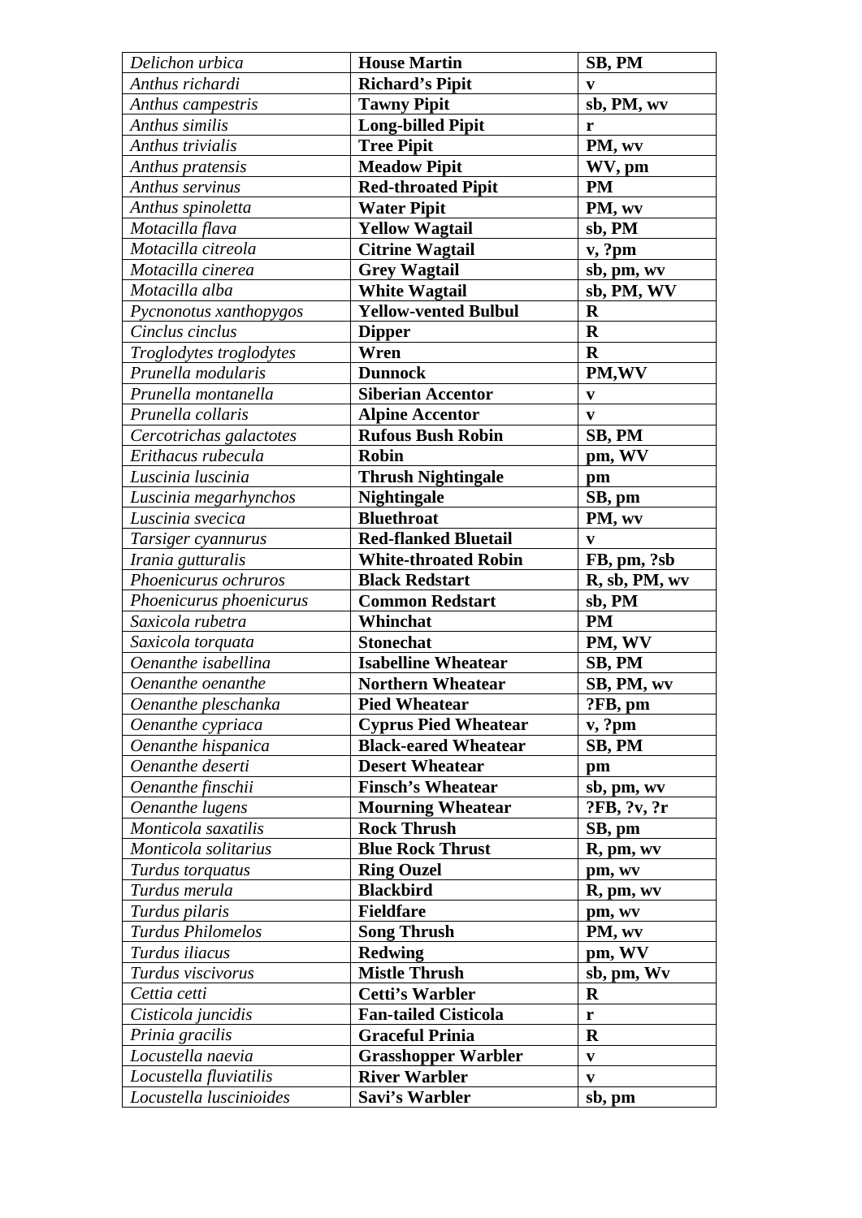| *Delichon urbica* | **House Martin** | **SB, PM** |
|---|---|---|
| *Anthus richardi* | **Richard's Pipit** | **v** |
| *Anthus campestris* | **Tawny Pipit** | **sb, PM, wv** |
| *Anthus similis* | **Long-billed Pipit** | **r** |
| *Anthus trivialis* | **Tree Pipit** | **PM, wv** |
| *Anthus pratensis* | **Meadow Pipit** | **WV, pm** |
| *Anthus servinus* | **Red-throated Pipit** | **PM** |
| *Anthus spinoletta* | **Water Pipit** | **PM, wv** |
| *Motacilla flava* | **Yellow Wagtail** | **sb, PM** |
| *Motacilla citreola* | **Citrine Wagtail** | **v, ?pm** |
| *Motacilla cinerea* | **Grey Wagtail** | **sb, pm, wv** |
| *Motacilla alba* | **White Wagtail** | **sb, PM, WV** |
| *Pycnonotus xanthopygos* | **Yellow-vented Bulbul** | **R** |
| *Cinclus cinclus* | **Dipper** | **R** |
| *Troglodytes troglodytes* | **Wren** | **R** |
| *Prunella modularis* | **Dunnock** | **PM,WV** |
| *Prunella montanella* | **Siberian Accentor** | **v** |
| *Prunella collaris* | **Alpine Accentor** | **v** |
| *Cercotrichas galactotes* | **Rufous Bush Robin** | **SB, PM** |
| *Erithacus rubecula* | **Robin** | **pm, WV** |
| *Luscinia luscinia* | **Thrush Nightingale** | **pm** |
| *Luscinia megarhynchos* | **Nightingale** | **SB, pm** |
| *Luscinia svecica* | **Bluethroat** | **PM, wv** |
| *Tarsiger cyannurus* | **Red-flanked Bluetail** | **v** |
| *Irania gutturalis* | **White-throated Robin** | **FB, pm, ?sb** |
| *Phoenicurus ochruros* | **Black Redstart** | **R, sb, PM, wv** |
| *Phoenicurus phoenicurus* | **Common Redstart** | **sb, PM** |
| *Saxicola rubetra* | **Whinchat** | **PM** |
| *Saxicola torquata* | **Stonechat** | **PM, WV** |
| *Oenanthe isabellina* | **Isabelline Wheatear** | **SB, PM** |
| *Oenanthe oenanthe* | **Northern Wheatear** | **SB, PM, wv** |
| *Oenanthe pleschanka* | **Pied Wheatear** | **?FB, pm** |
| *Oenanthe cypriaca* | **Cyprus Pied Wheatear** | **v, ?pm** |
| *Oenanthe hispanica* | **Black-eared Wheatear** | **SB, PM** |
| *Oenanthe deserti* | **Desert Wheatear** | **pm** |
| *Oenanthe finschii* | **Finsch's Wheatear** | **sb, pm, wv** |
| *Oenanthe lugens* | **Mourning Wheatear** | **?FB, ?v, ?r** |
| *Monticola saxatilis* | **Rock Thrush** | **SB, pm** |
| *Monticola solitarius* | **Blue Rock Thrust** | **R, pm, wv** |
| *Turdus torquatus* | **Ring Ouzel** | **pm, wv** |
| *Turdus merula* | **Blackbird** | **R, pm, wv** |
| *Turdus pilaris* | **Fieldfare** | **pm, wv** |
| *Turdus Philomelos* | **Song Thrush** | **PM, wv** |
| *Turdus iliacus* | **Redwing** | **pm, WV** |
| *Turdus viscivorus* | **Mistle Thrush** | **sb, pm, Wv** |
| *Cettia cetti* | **Cetti's Warbler** | **R** |
| *Cisticola juncidis* | **Fan-tailed Cisticola** | **r** |
| *Prinia gracilis* | **Graceful Prinia** | **R** |
| *Locustella naevia* | **Grasshopper Warbler** | **v** |
| *Locustella fluviatilis* | **River Warbler** | **v** |
| *Locustella luscinioides* | **Savi's Warbler** | **sb, pm** |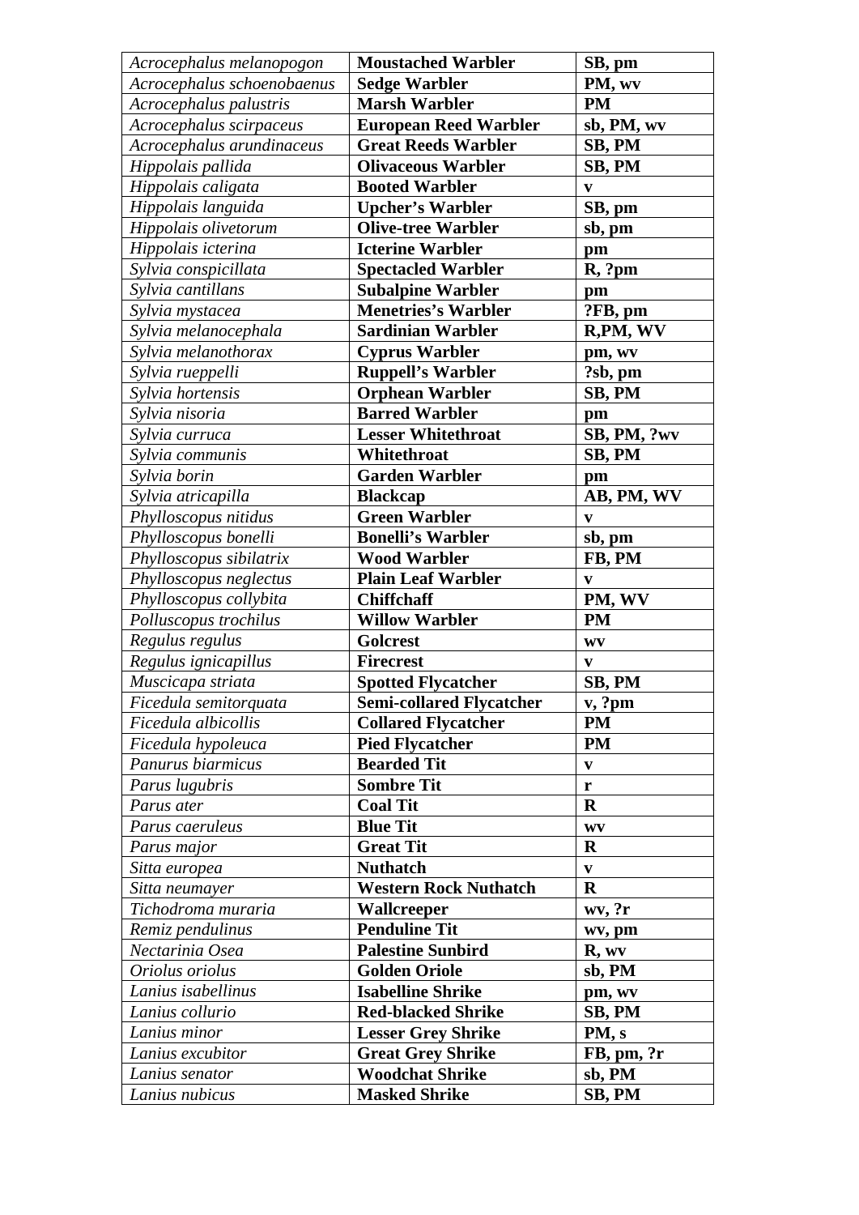| *Acrocephalus melanopogon* | **Moustached Warbler** | **SB, pm** |
|---|---|---|
| *Acrocephalus schoenobaenus* | **Sedge Warbler** | **PM, wv** |
| *Acrocephalus palustris* | **Marsh Warbler** | **PM** |
| *Acrocephalus scirpaceus* | **European Reed Warbler** | **sb, PM, wv** |
| *Acrocephalus arundinaceus* | **Great Reeds Warbler** | **SB, PM** |
| *Hippolais pallida* | **Olivaceous Warbler** | **SB, PM** |
| *Hippolais caligata* | **Booted Warbler** | **v** |
| *Hippolais languida* | **Upcher's Warbler** | **SB, pm** |
| *Hippolais olivetorum* | **Olive-tree Warbler** | **sb, pm** |
| *Hippolais icterina* | **Icterine Warbler** | **pm** |
| *Sylvia conspicillata* | **Spectacled Warbler** | **R, ?pm** |
| *Sylvia cantillans* | **Subalpine Warbler** | **pm** |
| *Sylvia mystacea* | **Menetries's Warbler** | **?FB, pm** |
| *Sylvia melanocephala* | **Sardinian Warbler** | **R,PM, WV** |
| *Sylvia melanothorax* | **Cyprus Warbler** | **pm, wv** |
| *Sylvia rueppelli* | **Ruppell's Warbler** | **?sb, pm** |
| *Sylvia hortensis* | **Orphean Warbler** | **SB, PM** |
| *Sylvia nisoria* | **Barred Warbler** | **pm** |
| *Sylvia curruca* | **Lesser Whitethroat** | **SB, PM, ?wv** |
| *Sylvia communis* | **Whitethroat** | **SB, PM** |
| *Sylvia borin* | **Garden Warbler** | **pm** |
| *Sylvia atricapilla* | **Blackcap** | **AB, PM, WV** |
| *Phylloscopus nitidus* | **Green Warbler** | **v** |
| *Phylloscopus bonelli* | **Bonelli's Warbler** | **sb, pm** |
| *Phylloscopus sibilatrix* | **Wood Warbler** | **FB, PM** |
| *Phylloscopus neglectus* | **Plain Leaf Warbler** | **v** |
| *Phylloscopus collybita* | **Chiffchaff** | **PM, WV** |
| *Polluscopus trochilus* | **Willow Warbler** | **PM** |
| *Regulus regulus* | **Golcrest** | **wv** |
| *Regulus ignicapillus* | **Firecrest** | **v** |
| *Muscicapa striata* | **Spotted Flycatcher** | **SB, PM** |
| *Ficedula semitorquata* | **Semi-collared Flycatcher** | **v, ?pm** |
| *Ficedula albicollis* | **Collared Flycatcher** | **PM** |
| *Ficedula hypoleuca* | **Pied Flycatcher** | **PM** |
| *Panurus biarmicus* | **Bearded Tit** | **v** |
| *Parus lugubris* | **Sombre Tit** | **r** |
| *Parus ater* | **Coal Tit** | **R** |
| *Parus caeruleus* | **Blue Tit** | **wv** |
| *Parus major* | **Great Tit** | **R** |
| *Sitta europea* | **Nuthatch** | **v** |
| *Sitta neumayer* | **Western Rock Nuthatch** | **R** |
| *Tichodroma muraria* | **Wallcreeper** | **wv, ?r** |
| *Remiz pendulinus* | **Penduline Tit** | **wv, pm** |
| *Nectarinia Osea* | **Palestine Sunbird** | **R, wv** |
| *Oriolus oriolus* | **Golden Oriole** | **sb, PM** |
| *Lanius isabellinus* | **Isabelline Shrike** | **pm, wv** |
| *Lanius collurio* | **Red-blacked Shrike** | **SB, PM** |
| *Lanius minor* | **Lesser Grey Shrike** | **PM, s** |
| *Lanius excubitor* | **Great Grey Shrike** | **FB, pm, ?r** |
| *Lanius senator* | **Woodchat Shrike** | **sb, PM** |
| *Lanius nubicus* | **Masked Shrike** | **SB, PM** |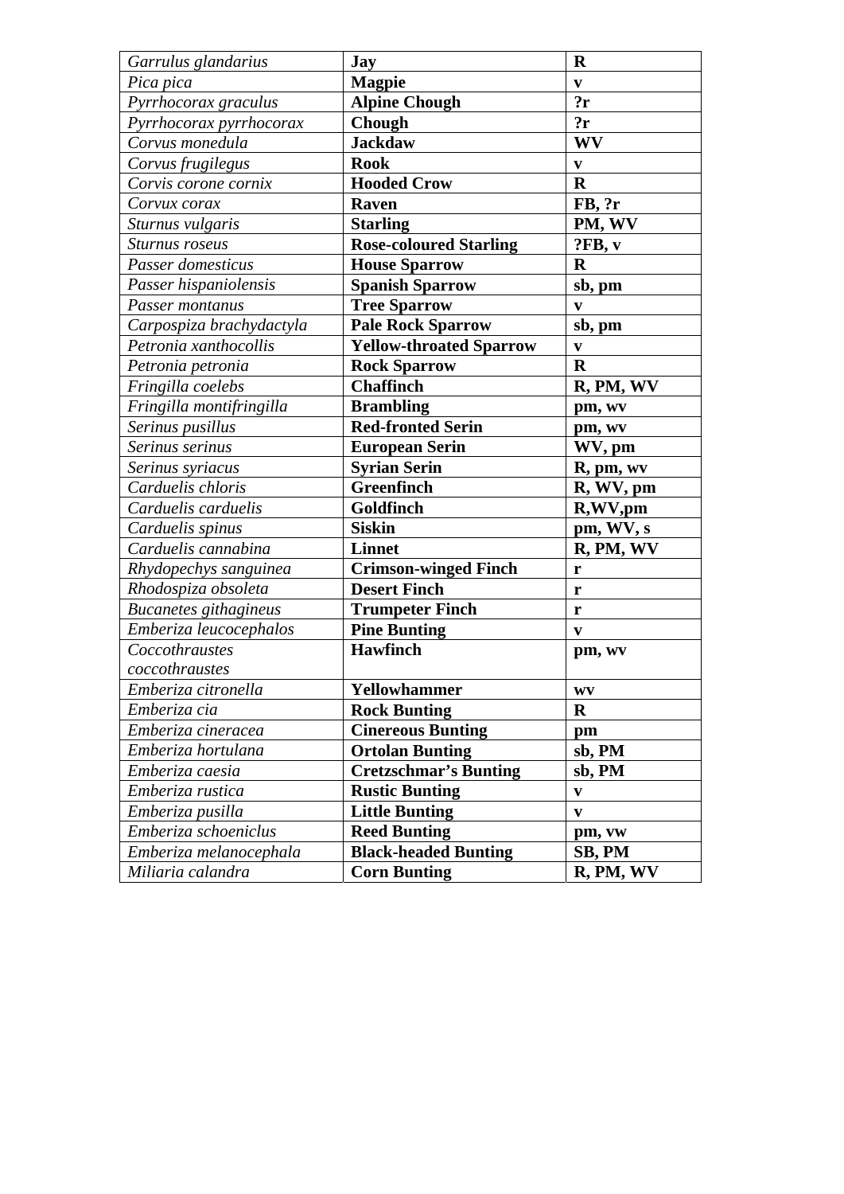| | | |
|---|---|---|
| *Garrulus glandarius* | **Jay** | **R** |
| *Pica pica* | **Magpie** | **v** |
| *Pyrrhocorax graculus* | **Alpine Chough** | **?r** |
| *Pyrrhocorax pyrrhocorax* | **Chough** | **?r** |
| *Corvus monedula* | **Jackdaw** | **WV** |
| *Corvus frugilegus* | **Rook** | **v** |
| *Corvis corone cornix* | **Hooded Crow** | **R** |
| *Corvux corax* | **Raven** | **FB, ?r** |
| *Sturnus vulgaris* | **Starling** | **PM, WV** |
| *Sturnus roseus* | **Rose-coloured Starling** | **?FB, v** |
| *Passer domesticus* | **House Sparrow** | **R** |
| *Passer hispaniolensis* | **Spanish Sparrow** | **sb, pm** |
| *Passer montanus* | **Tree Sparrow** | **v** |
| *Carpospiza brachydactyla* | **Pale Rock Sparrow** | **sb, pm** |
| *Petronia xanthocollis* | **Yellow-throated Sparrow** | **v** |
| *Petronia petronia* | **Rock Sparrow** | **R** |
| *Fringilla coelebs* | **Chaffinch** | **R, PM, WV** |
| *Fringilla montifringilla* | **Brambling** | **pm, wv** |
| *Serinus pusillus* | **Red-fronted Serin** | **pm, wv** |
| *Serinus serinus* | **European Serin** | **WV, pm** |
| *Serinus syriacus* | **Syrian Serin** | **R, pm, wv** |
| *Carduelis chloris* | **Greenfinch** | **R, WV, pm** |
| *Carduelis carduelis* | **Goldfinch** | **R,WV,pm** |
| *Carduelis spinus* | **Siskin** | **pm, WV, s** |
| *Carduelis cannabina* | **Linnet** | **R, PM, WV** |
| *Rhydopechys sanguinea* | **Crimson-winged Finch** | **r** |
| *Rhodospiza obsoleta* | **Desert Finch** | **r** |
| *Bucanetes githagineus* | **Trumpeter Finch** | **r** |
| *Emberiza leucocephalos* | **Pine Bunting** | **v** |
| *Coccothraustes coccothraustes* | **Hawfinch** | **pm, wv** |
| *Emberiza citronella* | **Yellowhammer** | **wv** |
| *Emberiza cia* | **Rock Bunting** | **R** |
| *Emberiza cineracea* | **Cinereous Bunting** | **pm** |
| *Emberiza hortulana* | **Ortolan Bunting** | **sb, PM** |
| *Emberiza caesia* | **Cretzschmar's Bunting** | **sb, PM** |
| *Emberiza rustica* | **Rustic Bunting** | **v** |
| *Emberiza pusilla* | **Little Bunting** | **v** |
| *Emberiza schoeniclus* | **Reed Bunting** | **pm, vw** |
| *Emberiza melanocephala* | **Black-headed Bunting** | **SB, PM** |
| *Miliaria calandra* | **Corn Bunting** | **R, PM, WV** |